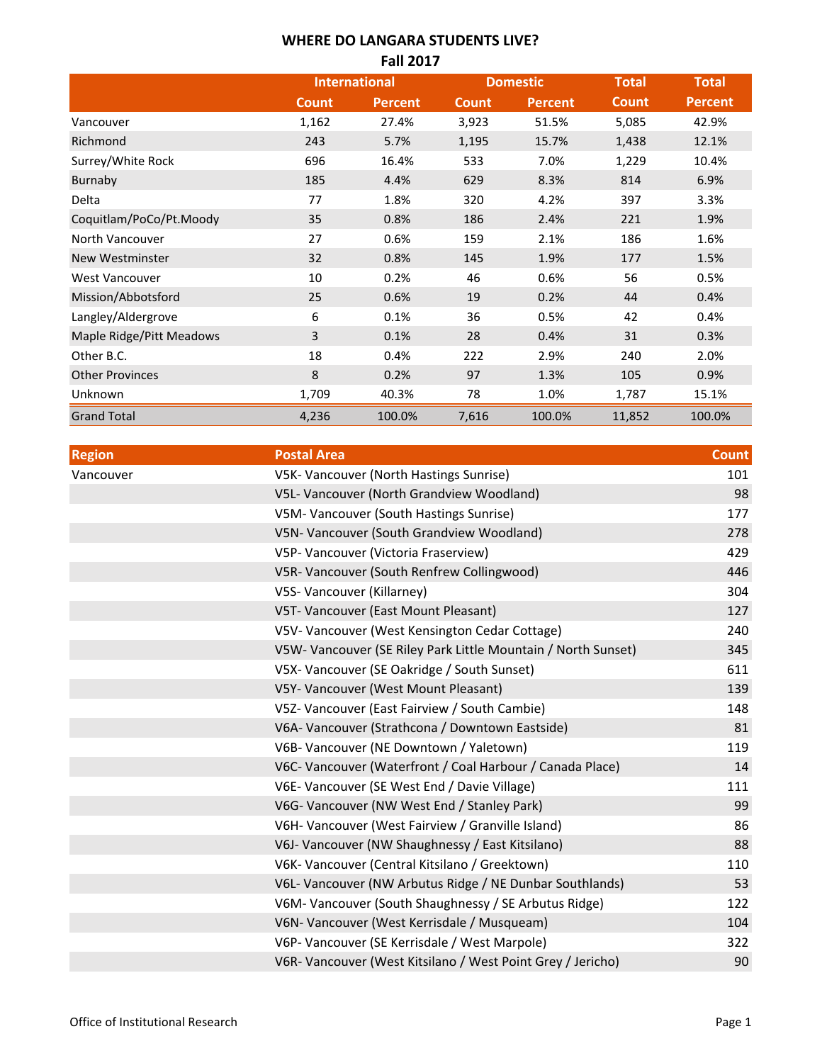# WHERE DO LANGARA STUDENTS LIVE?

## Fall 2017

| | International | | Domestic | | Total | Total |
|---|---|---|---|---|---|---|
| | Count | Percent | Count | Percent | Count | Percent |
| Vancouver | 1,162 | 27.4% | 3,923 | 51.5% | 5,085 | 42.9% |
| Richmond | 243 | 5.7% | 1,195 | 15.7% | 1,438 | 12.1% |
| Surrey/White Rock | 696 | 16.4% | 533 | 7.0% | 1,229 | 10.4% |
| Burnaby | 185 | 4.4% | 629 | 8.3% | 814 | 6.9% |
| Delta | 77 | 1.8% | 320 | 4.2% | 397 | 3.3% |
| Coquitlam/PoCo/Pt.Moody | 35 | 0.8% | 186 | 2.4% | 221 | 1.9% |
| North Vancouver | 27 | 0.6% | 159 | 2.1% | 186 | 1.6% |
| New Westminster | 32 | 0.8% | 145 | 1.9% | 177 | 1.5% |
| West Vancouver | 10 | 0.2% | 46 | 0.6% | 56 | 0.5% |
| Mission/Abbotsford | 25 | 0.6% | 19 | 0.2% | 44 | 0.4% |
| Langley/Aldergrove | 6 | 0.1% | 36 | 0.5% | 42 | 0.4% |
| Maple Ridge/Pitt Meadows | 3 | 0.1% | 28 | 0.4% | 31 | 0.3% |
| Other B.C. | 18 | 0.4% | 222 | 2.9% | 240 | 2.0% |
| Other Provinces | 8 | 0.2% | 97 | 1.3% | 105 | 0.9% |
| Unknown | 1,709 | 40.3% | 78 | 1.0% | 1,787 | 15.1% |
| Grand Total | 4,236 | 100.0% | 7,616 | 100.0% | 11,852 | 100.0% |

| Region | Postal Area | Count |
|---|---|---|
| Vancouver | V5K- Vancouver (North Hastings Sunrise) | 101 |
| | V5L- Vancouver (North Grandview Woodland) | 98 |
| | V5M- Vancouver (South Hastings Sunrise) | 177 |
| | V5N- Vancouver (South Grandview Woodland) | 278 |
| | V5P- Vancouver (Victoria Fraserview) | 429 |
| | V5R- Vancouver (South Renfrew Collingwood) | 446 |
| | V5S- Vancouver (Killarney) | 304 |
| | V5T- Vancouver (East Mount Pleasant) | 127 |
| | V5V- Vancouver (West Kensington Cedar Cottage) | 240 |
| | V5W- Vancouver (SE Riley Park Little Mountain / North Sunset) | 345 |
| | V5X- Vancouver (SE Oakridge / South Sunset) | 611 |
| | V5Y- Vancouver (West Mount Pleasant) | 139 |
| | V5Z- Vancouver (East Fairview / South Cambie) | 148 |
| | V6A- Vancouver (Strathcona / Downtown Eastside) | 81 |
| | V6B- Vancouver (NE Downtown / Yaletown) | 119 |
| | V6C- Vancouver (Waterfront / Coal Harbour / Canada Place) | 14 |
| | V6E- Vancouver (SE West End / Davie Village) | 111 |
| | V6G- Vancouver (NW West End / Stanley Park) | 99 |
| | V6H- Vancouver (West Fairview / Granville Island) | 86 |
| | V6J- Vancouver (NW Shaughnessy / East Kitsilano) | 88 |
| | V6K- Vancouver (Central Kitsilano / Greektown) | 110 |
| | V6L- Vancouver (NW Arbutus Ridge / NE Dunbar Southlands) | 53 |
| | V6M- Vancouver (South Shaughnessy / SE Arbutus Ridge) | 122 |
| | V6N- Vancouver (West Kerrisdale / Musqueam) | 104 |
| | V6P- Vancouver (SE Kerrisdale / West Marpole) | 322 |
| | V6R- Vancouver (West Kitsilano / West Point Grey / Jericho) | 90 |

Office of Institutional Research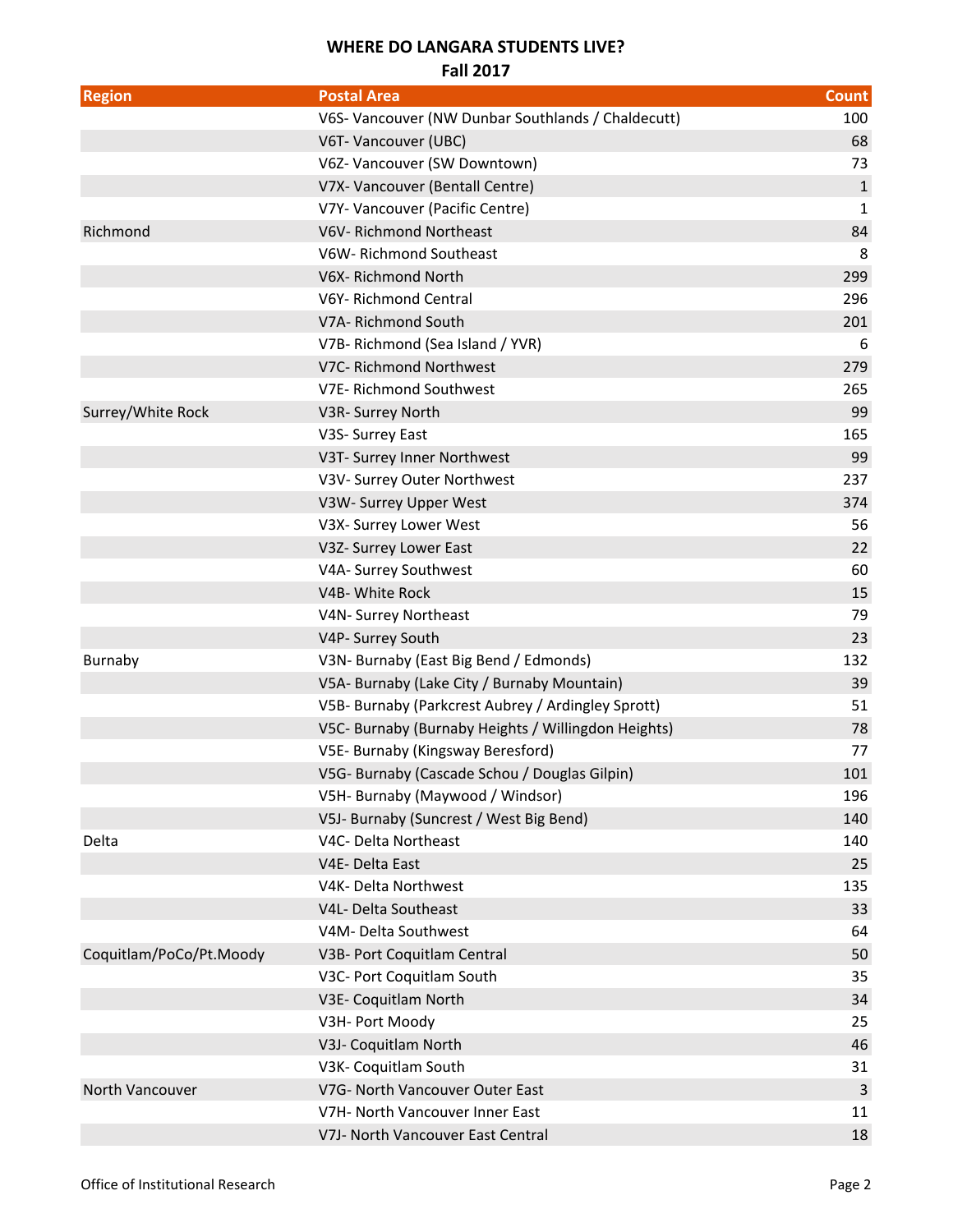**WHERE DO LANGARA STUDENTS LIVE?**
**Fall 2017**

| Region | Postal Area | Count |
|---|---|---|
| | V6S- Vancouver (NW Dunbar Southlands / Chaldecutt) | 100 |
| | V6T- Vancouver (UBC) | 68 |
| | V6Z- Vancouver (SW Downtown) | 73 |
| | V7X- Vancouver (Bentall Centre) | 1 |
| | V7Y- Vancouver (Pacific Centre) | 1 |
| Richmond | V6V- Richmond Northeast | 84 |
| | V6W- Richmond Southeast | 8 |
| | V6X- Richmond North | 299 |
| | V6Y- Richmond Central | 296 |
| | V7A- Richmond South | 201 |
| | V7B- Richmond (Sea Island / YVR) | 6 |
| | V7C- Richmond Northwest | 279 |
| | V7E- Richmond Southwest | 265 |
| Surrey/White Rock | V3R- Surrey North | 99 |
| | V3S- Surrey East | 165 |
| | V3T- Surrey Inner Northwest | 99 |
| | V3V- Surrey Outer Northwest | 237 |
| | V3W- Surrey Upper West | 374 |
| | V3X- Surrey Lower West | 56 |
| | V3Z- Surrey Lower East | 22 |
| | V4A- Surrey Southwest | 60 |
| | V4B- White Rock | 15 |
| | V4N- Surrey Northeast | 79 |
| | V4P- Surrey South | 23 |
| Burnaby | V3N- Burnaby (East Big Bend / Edmonds) | 132 |
| | V5A- Burnaby (Lake City / Burnaby Mountain) | 39 |
| | V5B- Burnaby (Parkcrest Aubrey / Ardingley Sprott) | 51 |
| | V5C- Burnaby (Burnaby Heights / Willingdon Heights) | 78 |
| | V5E- Burnaby (Kingsway Beresford) | 77 |
| | V5G- Burnaby (Cascade Schou / Douglas Gilpin) | 101 |
| | V5H- Burnaby (Maywood / Windsor) | 196 |
| | V5J- Burnaby (Suncrest / West Big Bend) | 140 |
| Delta | V4C- Delta Northeast | 140 |
| | V4E- Delta East | 25 |
| | V4K- Delta Northwest | 135 |
| | V4L- Delta Southeast | 33 |
| | V4M- Delta Southwest | 64 |
| Coquitlam/PoCo/Pt.Moody | V3B- Port Coquitlam Central | 50 |
| | V3C- Port Coquitlam South | 35 |
| | V3E- Coquitlam North | 34 |
| | V3H- Port Moody | 25 |
| | V3J- Coquitlam North | 46 |
| | V3K- Coquitlam South | 31 |
| North Vancouver | V7G- North Vancouver Outer East | 3 |
| | V7H- North Vancouver Inner East | 11 |
| | V7J- North Vancouver East Central | 18 |

Office of Institutional Research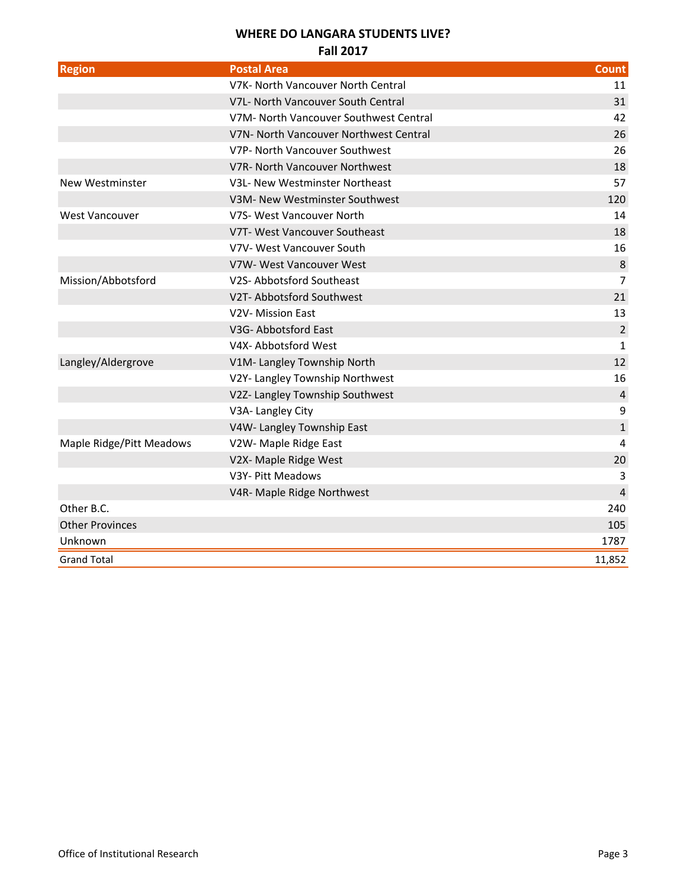**WHERE DO LANGARA STUDENTS LIVE?**
**Fall 2017**

| Region | Postal Area | Count |
|---|---|---|
| | V7K- North Vancouver North Central | 11 |
| | V7L- North Vancouver South Central | 31 |
| | V7M- North Vancouver Southwest Central | 42 |
| | V7N- North Vancouver Northwest Central | 26 |
| | V7P- North Vancouver Southwest | 26 |
| | V7R- North Vancouver Northwest | 18 |
| New Westminster | V3L- New Westminster Northeast | 57 |
| | V3M- New Westminster Southwest | 120 |
| West Vancouver | V7S- West Vancouver North | 14 |
| | V7T- West Vancouver Southeast | 18 |
| | V7V- West Vancouver South | 16 |
| | V7W- West Vancouver West | 8 |
| Mission/Abbotsford | V2S- Abbotsford Southeast | 7 |
| | V2T- Abbotsford Southwest | 21 |
| | V2V- Mission East | 13 |
| | V3G- Abbotsford East | 2 |
| | V4X- Abbotsford West | 1 |
| Langley/Aldergrove | V1M- Langley Township North | 12 |
| | V2Y- Langley Township Northwest | 16 |
| | V2Z- Langley Township Southwest | 4 |
| | V3A- Langley City | 9 |
| | V4W- Langley Township East | 1 |
| Maple Ridge/Pitt Meadows | V2W- Maple Ridge East | 4 |
| | V2X- Maple Ridge West | 20 |
| | V3Y- Pitt Meadows | 3 |
| | V4R- Maple Ridge Northwest | 4 |
| Other B.C. | | 240 |
| Other Provinces | | 105 |
| Unknown | | 1787 |
| Grand Total | | 11,852 |

Office of Institutional Research